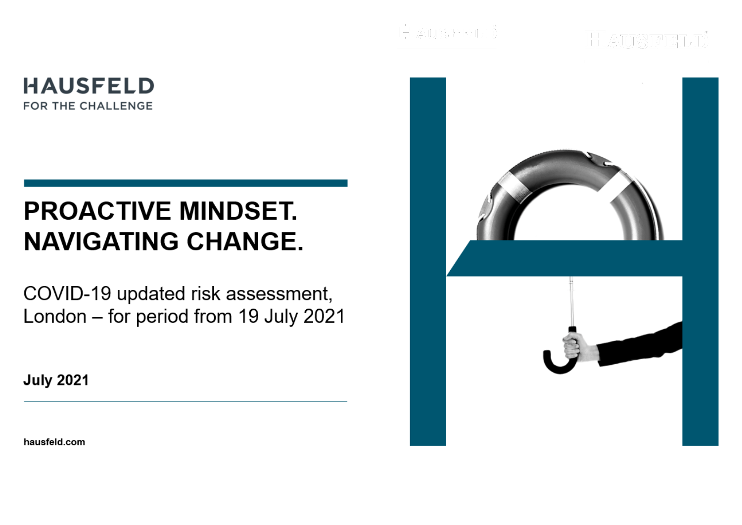HAUSFELD

FOR THE CHALLENGE

# PROACTIVE MINDSET.
# NAVIGATING CHANGE.

COVID-19 updated risk assessment, London – for period from 19 July 2021

**July 2021**

**hausfeld.com**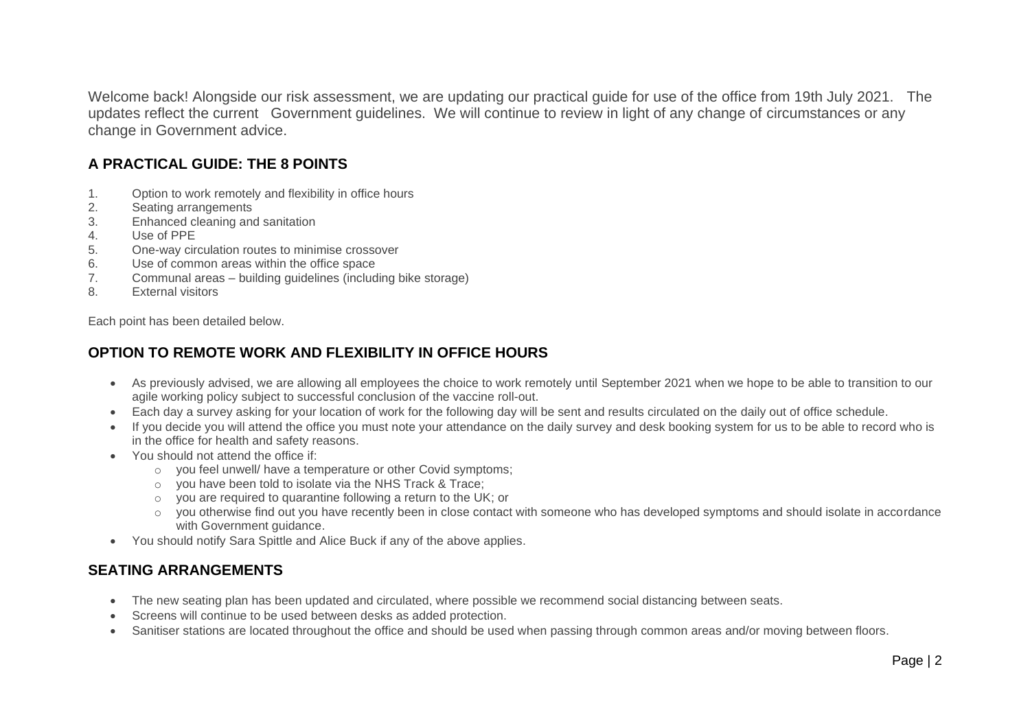Welcome back! Alongside our risk assessment, we are updating our practical guide for use of the office from 19th July 2021. The updates reflect the current Government guidelines. We will continue to review in light of any change of circumstances or any change in Government advice.

## A PRACTICAL GUIDE: THE 8 POINTS

1. Option to work remotely and flexibility in office hours
2. Seating arrangements
3. Enhanced cleaning and sanitation
4. Use of PPE
5. One-way circulation routes to minimise crossover
6. Use of common areas within the office space
7. Communal areas – building guidelines (including bike storage)
8. External visitors

Each point has been detailed below.

## OPTION TO REMOTE WORK AND FLEXIBILITY IN OFFICE HOURS

- As previously advised, we are allowing all employees the choice to work remotely until September 2021 when we hope to be able to transition to our agile working policy subject to successful conclusion of the vaccine roll-out.
- Each day a survey asking for your location of work for the following day will be sent and results circulated on the daily out of office schedule.
- If you decide you will attend the office you must note your attendance on the daily survey and desk booking system for us to be able to record who is in the office for health and safety reasons.
- You should not attend the office if:
  - you feel unwell/ have a temperature or other Covid symptoms;
  - you have been told to isolate via the NHS Track & Trace;
  - you are required to quarantine following a return to the UK; or
  - you otherwise find out you have recently been in close contact with someone who has developed symptoms and should isolate in accordance with Government guidance.
- You should notify Sara Spittle and Alice Buck if any of the above applies.

## SEATING ARRANGEMENTS

- The new seating plan has been updated and circulated, where possible we recommend social distancing between seats.
- Screens will continue to be used between desks as added protection.
- Sanitiser stations are located throughout the office and should be used when passing through common areas and/or moving between floors.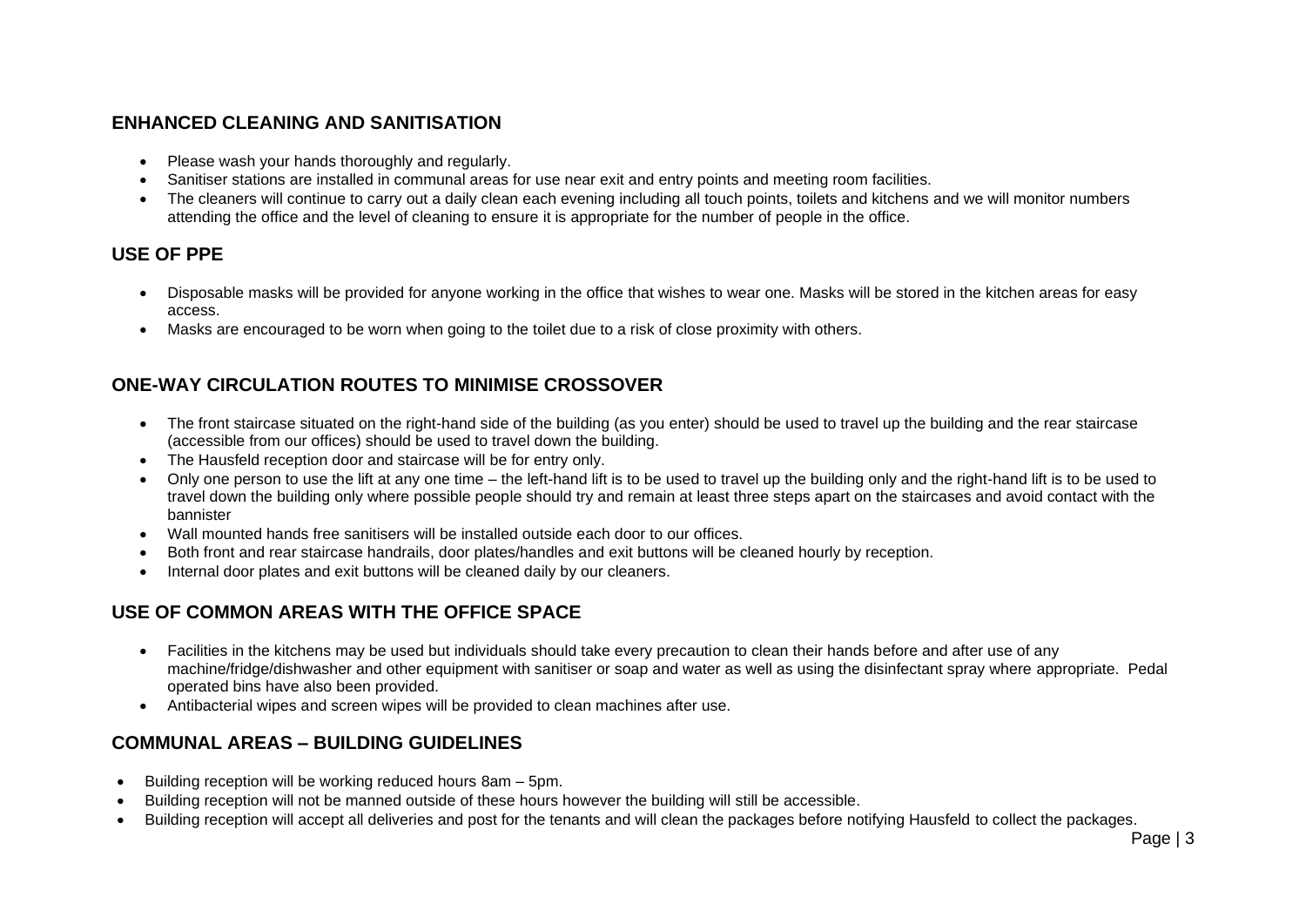## ENHANCED CLEANING AND SANITISATION

- Please wash your hands thoroughly and regularly.
- Sanitiser stations are installed in communal areas for use near exit and entry points and meeting room facilities.
- The cleaners will continue to carry out a daily clean each evening including all touch points, toilets and kitchens and we will monitor numbers attending the office and the level of cleaning to ensure it is appropriate for the number of people in the office.

## USE OF PPE

- Disposable masks will be provided for anyone working in the office that wishes to wear one. Masks will be stored in the kitchen areas for easy access.
- Masks are encouraged to be worn when going to the toilet due to a risk of close proximity with others.

## ONE-WAY CIRCULATION ROUTES TO MINIMISE CROSSOVER

- The front staircase situated on the right-hand side of the building (as you enter) should be used to travel up the building and the rear staircase (accessible from our offices) should be used to travel down the building.
- The Hausfeld reception door and staircase will be for entry only.
- Only one person to use the lift at any one time – the left-hand lift is to be used to travel up the building only and the right-hand lift is to be used to travel down the building only where possible people should try and remain at least three steps apart on the staircases and avoid contact with the bannister
- Wall mounted hands free sanitisers will be installed outside each door to our offices.
- Both front and rear staircase handrails, door plates/handles and exit buttons will be cleaned hourly by reception.
- Internal door plates and exit buttons will be cleaned daily by our cleaners.

## USE OF COMMON AREAS WITH THE OFFICE SPACE

- Facilities in the kitchens may be used but individuals should take every precaution to clean their hands before and after use of any machine/fridge/dishwasher and other equipment with sanitiser or soap and water as well as using the disinfectant spray where appropriate. Pedal operated bins have also been provided.
- Antibacterial wipes and screen wipes will be provided to clean machines after use.

## COMMUNAL AREAS – BUILDING GUIDELINES

- Building reception will be working reduced hours 8am – 5pm.
- Building reception will not be manned outside of these hours however the building will still be accessible.
- Building reception will accept all deliveries and post for the tenants and will clean the packages before notifying Hausfeld to collect the packages.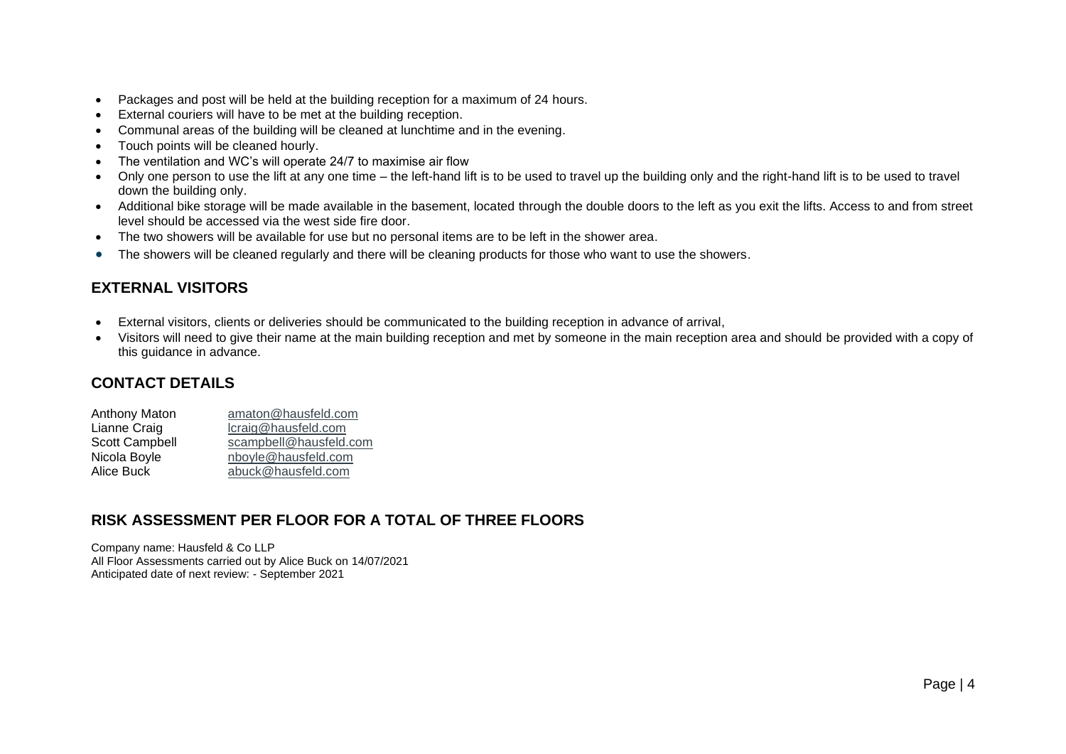- Packages and post will be held at the building reception for a maximum of 24 hours.
- External couriers will have to be met at the building reception.
- Communal areas of the building will be cleaned at lunchtime and in the evening.
- Touch points will be cleaned hourly.
- The ventilation and WC's will operate 24/7 to maximise air flow
- Only one person to use the lift at any one time – the left-hand lift is to be used to travel up the building only and the right-hand lift is to be used to travel down the building only.
- Additional bike storage will be made available in the basement, located through the double doors to the left as you exit the lifts. Access to and from street level should be accessed via the west side fire door.
- The two showers will be available for use but no personal items are to be left in the shower area.
- The showers will be cleaned regularly and there will be cleaning products for those who want to use the showers.

## EXTERNAL VISITORS

- External visitors, clients or deliveries should be communicated to the building reception in advance of arrival,
- Visitors will need to give their name at the main building reception and met by someone in the main reception area and should be provided with a copy of this guidance in advance.

## CONTACT DETAILS

| | |
|---|---|
| Anthony Maton | amaton@hausfeld.com |
| Lianne Craig | lcraig@hausfeld.com |
| Scott Campbell | scampbell@hausfeld.com |
| Nicola Boyle | nboyle@hausfeld.com |
| Alice Buck | abuck@hausfeld.com |

## RISK ASSESSMENT PER FLOOR FOR A TOTAL OF THREE FLOORS

Company name: Hausfeld & Co LLP
All Floor Assessments carried out by Alice Buck on 14/07/2021
Anticipated date of next review: - September 2021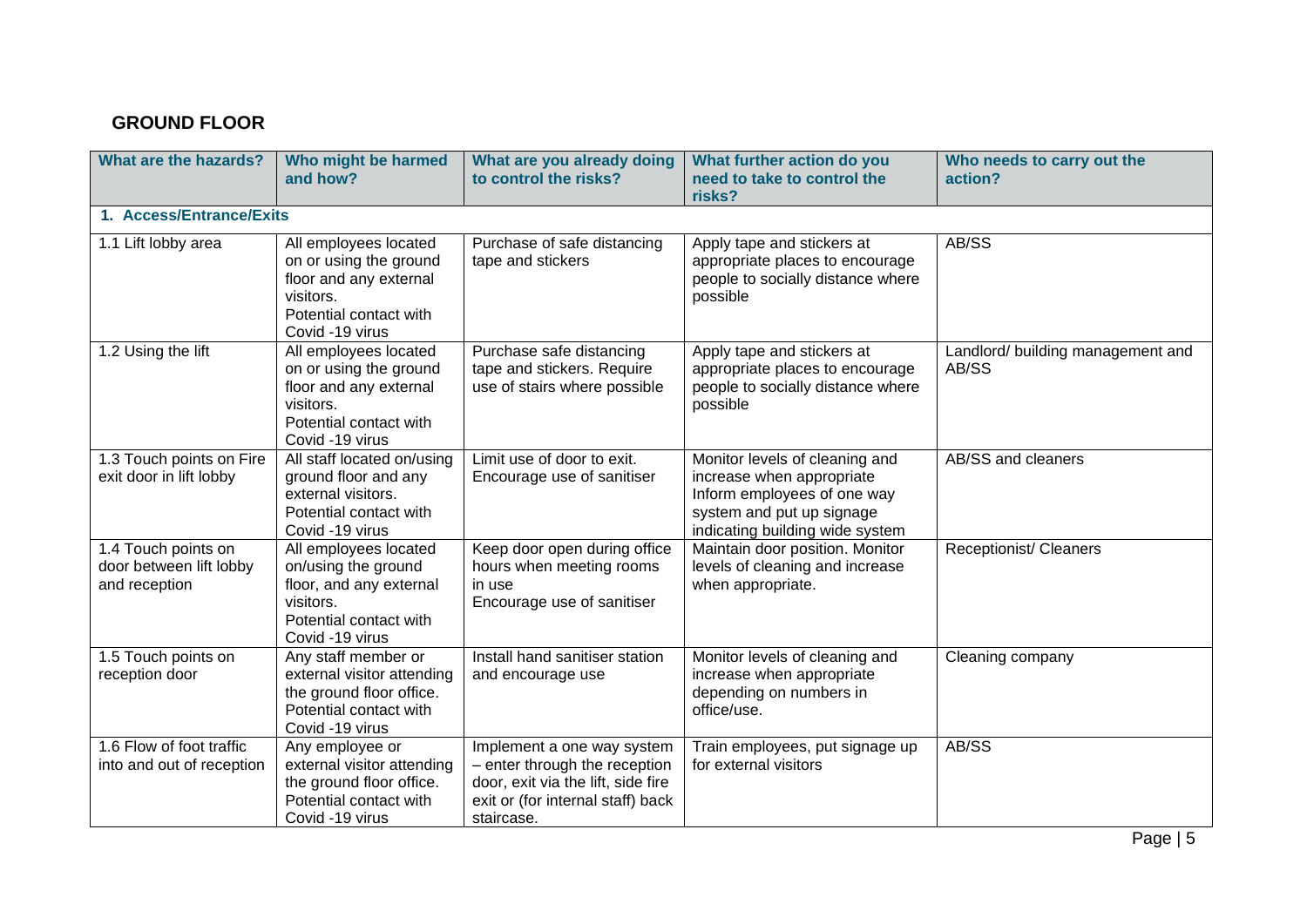## GROUND FLOOR

| What are the hazards? | Who might be harmed and how? | What are you already doing to control the risks? | What further action do you need to take to control the risks? | Who needs to carry out the action? |
|---|---|---|---|---|
| **1. Access/Entrance/Exits** | | | | |
| 1.1 Lift lobby area | All employees located on or using the ground floor and any external visitors. Potential contact with Covid -19 virus | Purchase of safe distancing tape and stickers | Apply tape and stickers at appropriate places to encourage people to socially distance where possible | AB/SS |
| 1.2 Using the lift | All employees located on or using the ground floor and any external visitors. Potential contact with Covid -19 virus | Purchase safe distancing tape and stickers. Require use of stairs where possible | Apply tape and stickers at appropriate places to encourage people to socially distance where possible | Landlord/ building management and AB/SS |
| 1.3 Touch points on Fire exit door in lift lobby | All staff located on/using ground floor and any external visitors. Potential contact with Covid -19 virus | Limit use of door to exit. Encourage use of sanitiser | Monitor levels of cleaning and increase when appropriate Inform employees of one way system and put up signage indicating building wide system | AB/SS and cleaners |
| 1.4 Touch points on door between lift lobby and reception | All employees located on/using the ground floor, and any external visitors. Potential contact with Covid -19 virus | Keep door open during office hours when meeting rooms in use Encourage use of sanitiser | Maintain door position. Monitor levels of cleaning and increase when appropriate. | Receptionist/ Cleaners |
| 1.5 Touch points on reception door | Any staff member or external visitor attending the ground floor office. Potential contact with Covid -19 virus | Install hand sanitiser station and encourage use | Monitor levels of cleaning and increase when appropriate depending on numbers in office/use. | Cleaning company |
| 1.6 Flow of foot traffic into and out of reception | Any employee or external visitor attending the ground floor office. Potential contact with Covid -19 virus | Implement a one way system – enter through the reception door, exit via the lift, side fire exit or (for internal staff) back staircase. | Train employees, put signage up for external visitors | AB/SS |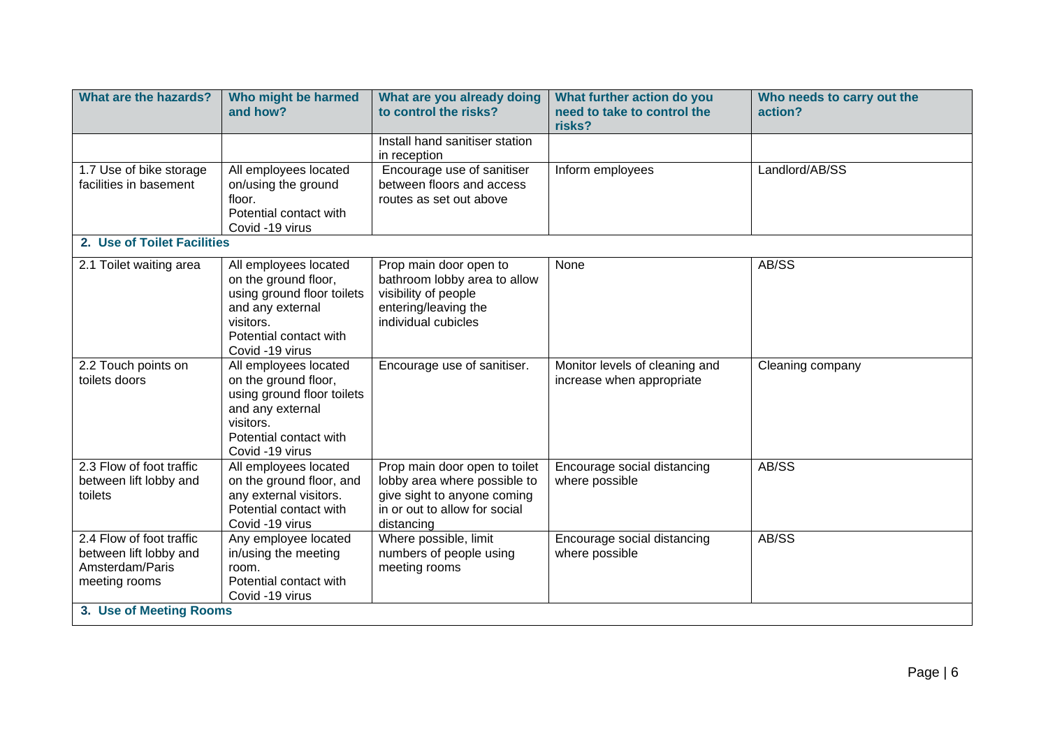| What are the hazards? | Who might be harmed and how? | What are you already doing to control the risks? | What further action do you need to take to control the risks? | Who needs to carry out the action? |
|---|---|---|---|---|
| | | Install hand sanitiser station in reception | | |
| 1.7 Use of bike storage facilities in basement | All employees located on/using the ground floor. Potential contact with Covid -19 virus | Encourage use of sanitiser between floors and access routes as set out above | Inform employees | Landlord/AB/SS |
| **2. Use of Toilet Facilities** | | | | |
| 2.1 Toilet waiting area | All employees located on the ground floor, using ground floor toilets and any external visitors. Potential contact with Covid -19 virus | Prop main door open to bathroom lobby area to allow visibility of people entering/leaving the individual cubicles | None | AB/SS |
| 2.2 Touch points on toilets doors | All employees located on the ground floor, using ground floor toilets and any external visitors. Potential contact with Covid -19 virus | Encourage use of sanitiser. | Monitor levels of cleaning and increase when appropriate | Cleaning company |
| 2.3 Flow of foot traffic between lift lobby and toilets | All employees located on the ground floor, and any external visitors. Potential contact with Covid -19 virus | Prop main door open to toilet lobby area where possible to give sight to anyone coming in or out to allow for social distancing | Encourage social distancing where possible | AB/SS |
| 2.4 Flow of foot traffic between lift lobby and Amsterdam/Paris meeting rooms | Any employee located in/using the meeting room. Potential contact with Covid -19 virus | Where possible, limit numbers of people using meeting rooms | Encourage social distancing where possible | AB/SS |
| **3. Use of Meeting Rooms** | | | | |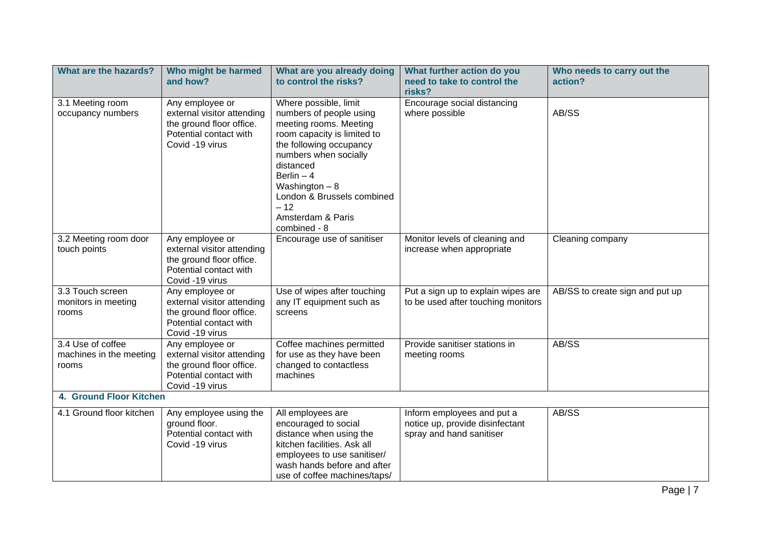| What are the hazards? | Who might be harmed and how? | What are you already doing to control the risks? | What further action do you need to take to control the risks? | Who needs to carry out the action? |
|---|---|---|---|---|
| 3.1 Meeting room occupancy numbers | Any employee or external visitor attending the ground floor office. Potential contact with Covid -19 virus | Where possible, limit numbers of people using meeting rooms. Meeting room capacity is limited to the following occupancy numbers when socially distanced<br>Berlin – 4<br>Washington – 8<br>London & Brussels combined – 12<br>Amsterdam & Paris combined - 8 | Encourage social distancing where possible | AB/SS |
| 3.2 Meeting room door touch points | Any employee or external visitor attending the ground floor office. Potential contact with Covid -19 virus | Encourage use of sanitiser | Monitor levels of cleaning and increase when appropriate | Cleaning company |
| 3.3 Touch screen monitors in meeting rooms | Any employee or external visitor attending the ground floor office. Potential contact with Covid -19 virus | Use of wipes after touching any IT equipment such as screens | Put a sign up to explain wipes are to be used after touching monitors | AB/SS to create sign and put up |
| 3.4 Use of coffee machines in the meeting rooms | Any employee or external visitor attending the ground floor office. Potential contact with Covid -19 virus | Coffee machines permitted for use as they have been changed to contactless machines | Provide sanitiser stations in meeting rooms | AB/SS |
| **4. Ground Floor Kitchen** | | | | |
| 4.1 Ground floor kitchen | Any employee using the ground floor.<br>Potential contact with Covid -19 virus | All employees are encouraged to social distance when using the kitchen facilities. Ask all employees to use sanitiser/ wash hands before and after use of coffee machines/taps/ | Inform employees and put a notice up, provide disinfectant spray and hand sanitiser | AB/SS |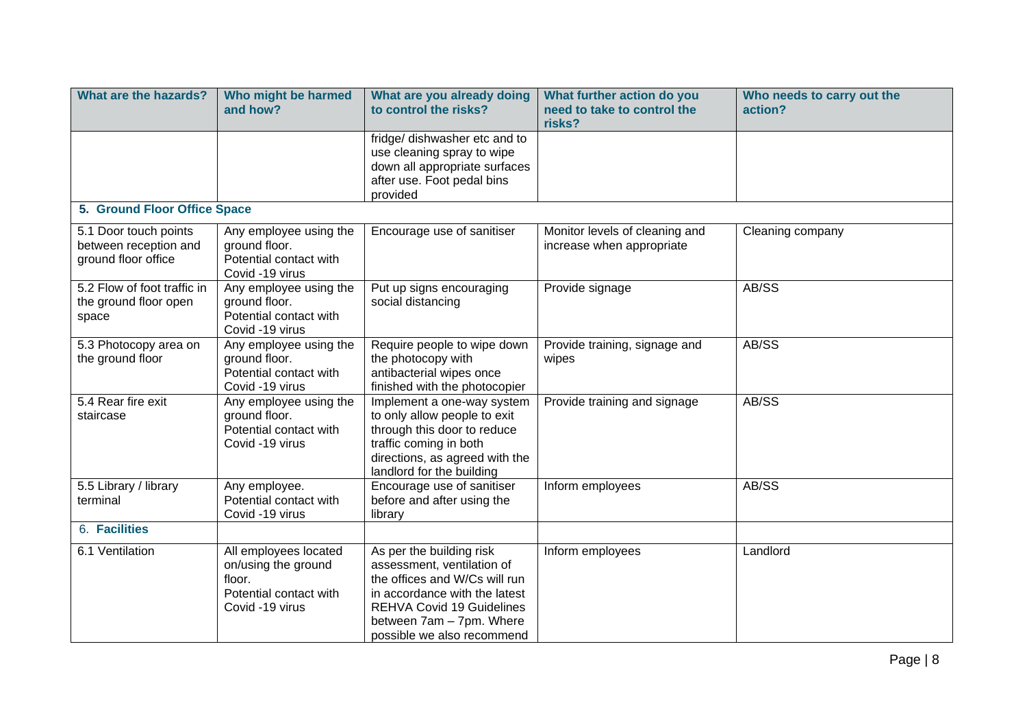| What are the hazards? | Who might be harmed and how? | What are you already doing to control the risks? | What further action do you need to take to control the risks? | Who needs to carry out the action? |
|---|---|---|---|---|
| | | fridge/ dishwasher etc and to use cleaning spray to wipe down all appropriate surfaces after use. Foot pedal bins provided | | |
| **5. Ground Floor Office Space** | | | | |
| 5.1 Door touch points between reception and ground floor office | Any employee using the ground floor. Potential contact with Covid -19 virus | Encourage use of sanitiser | Monitor levels of cleaning and increase when appropriate | Cleaning company |
| 5.2 Flow of foot traffic in the ground floor open space | Any employee using the ground floor. Potential contact with Covid -19 virus | Put up signs encouraging social distancing | Provide signage | AB/SS |
| 5.3 Photocopy area on the ground floor | Any employee using the ground floor. Potential contact with Covid -19 virus | Require people to wipe down the photocopy with antibacterial wipes once finished with the photocopier | Provide training, signage and wipes | AB/SS |
| 5.4 Rear fire exit staircase | Any employee using the ground floor. Potential contact with Covid -19 virus | Implement a one-way system to only allow people to exit through this door to reduce traffic coming in both directions, as agreed with the landlord for the building | Provide training and signage | AB/SS |
| 5.5 Library / library terminal | Any employee. Potential contact with Covid -19 virus | Encourage use of sanitiser before and after using the library | Inform employees | AB/SS |
| **6. Facilities** | | | | |
| 6.1 Ventilation | All employees located on/using the ground floor. Potential contact with Covid -19 virus | As per the building risk assessment, ventilation of the offices and W/Cs will run in accordance with the latest REHVA Covid 19 Guidelines between 7am – 7pm. Where possible we also recommend | Inform employees | Landlord |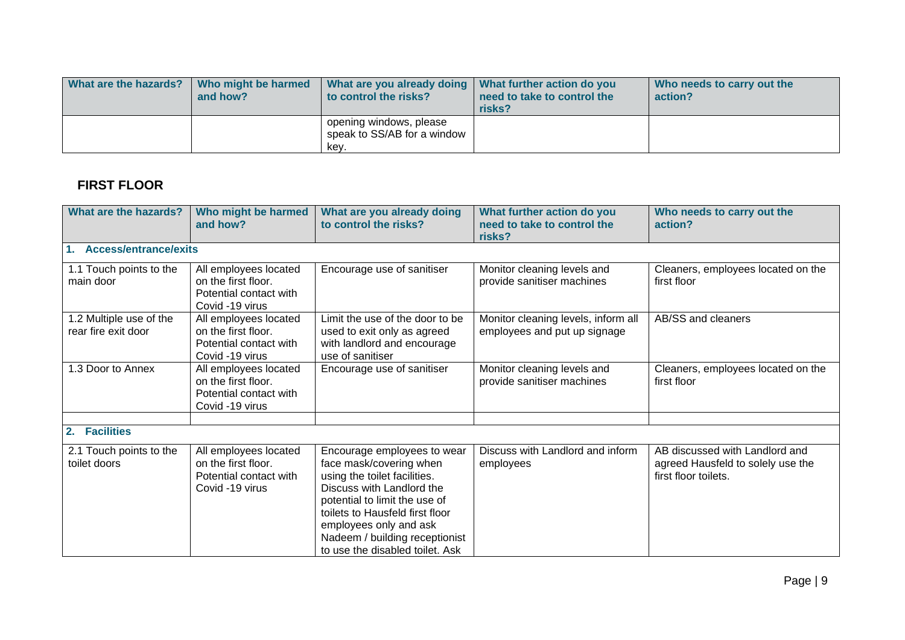| What are the hazards? | Who might be harmed and how? | What are you already doing to control the risks? | What further action do you need to take to control the risks? | Who needs to carry out the action? |
|---|---|---|---|---|
| | | opening windows, please speak to SS/AB for a window key. | | |

## FIRST FLOOR

| What are the hazards? | Who might be harmed and how? | What are you already doing to control the risks? | What further action do you need to take to control the risks? | Who needs to carry out the action? |
|---|---|---|---|---|
| **1. Access/entrance/exits** | | | | |
| 1.1 Touch points to the main door | All employees located on the first floor. Potential contact with Covid -19 virus | Encourage use of sanitiser | Monitor cleaning levels and provide sanitiser machines | Cleaners, employees located on the first floor |
| 1.2 Multiple use of the rear fire exit door | All employees located on the first floor. Potential contact with Covid -19 virus | Limit the use of the door to be used to exit only as agreed with landlord and encourage use of sanitiser | Monitor cleaning levels, inform all employees and put up signage | AB/SS and cleaners |
| 1.3 Door to Annex | All employees located on the first floor. Potential contact with Covid -19 virus | Encourage use of sanitiser | Monitor cleaning levels and provide sanitiser machines | Cleaners, employees located on the first floor |
| | | | | |
| **2. Facilities** | | | | |
| 2.1 Touch points to the toilet doors | All employees located on the first floor. Potential contact with Covid -19 virus | Encourage employees to wear face mask/covering when using the toilet facilities. Discuss with Landlord the potential to limit the use of toilets to Hausfeld first floor employees only and ask Nadeem / building receptionist to use the disabled toilet. Ask | Discuss with Landlord and inform employees | AB discussed with Landlord and agreed Hausfeld to solely use the first floor toilets. |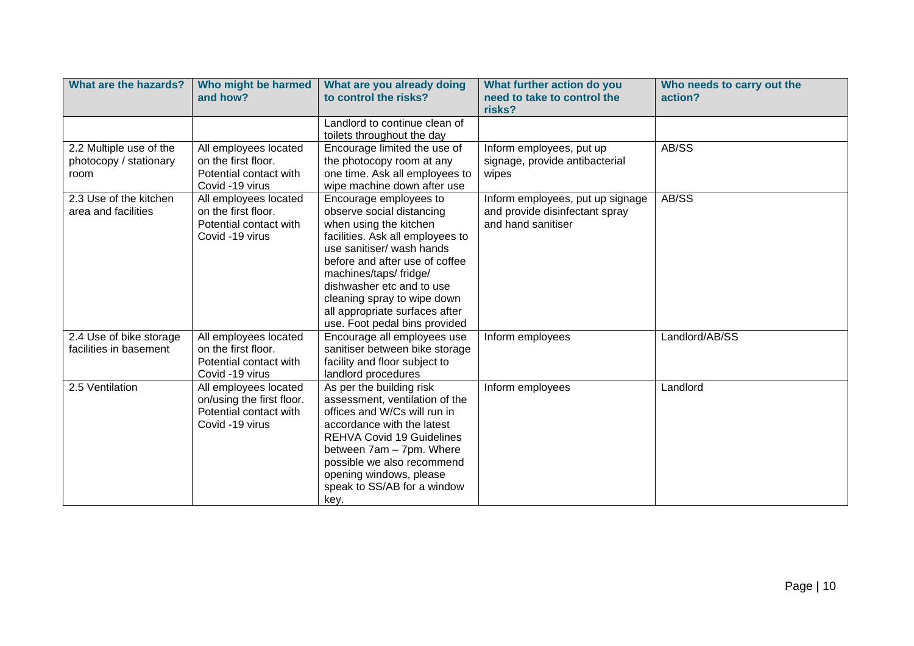| What are the hazards? | Who might be harmed and how? | What are you already doing to control the risks? | What further action do you need to take to control the risks? | Who needs to carry out the action? |
|---|---|---|---|---|
| | | Landlord to continue clean of toilets throughout the day | | |
| 2.2 Multiple use of the photocopy / stationary room | All employees located on the first floor. Potential contact with Covid -19 virus | Encourage limited the use of the photocopy room at any one time. Ask all employees to wipe machine down after use | Inform employees, put up signage, provide antibacterial wipes | AB/SS |
| 2.3 Use of the kitchen area and facilities | All employees located on the first floor. Potential contact with Covid -19 virus | Encourage employees to observe social distancing when using the kitchen facilities. Ask all employees to use sanitiser/ wash hands before and after use of coffee machines/taps/ fridge/ dishwasher etc and to use cleaning spray to wipe down all appropriate surfaces after use. Foot pedal bins provided | Inform employees, put up signage and provide disinfectant spray and hand sanitiser | AB/SS |
| 2.4 Use of bike storage facilities in basement | All employees located on the first floor. Potential contact with Covid -19 virus | Encourage all employees use sanitiser between bike storage facility and floor subject to landlord procedures | Inform employees | Landlord/AB/SS |
| 2.5 Ventilation | All employees located on/using the first floor. Potential contact with Covid -19 virus | As per the building risk assessment, ventilation of the offices and W/Cs will run in accordance with the latest REHVA Covid 19 Guidelines between 7am – 7pm. Where possible we also recommend opening windows, please speak to SS/AB for a window key. | Inform employees | Landlord |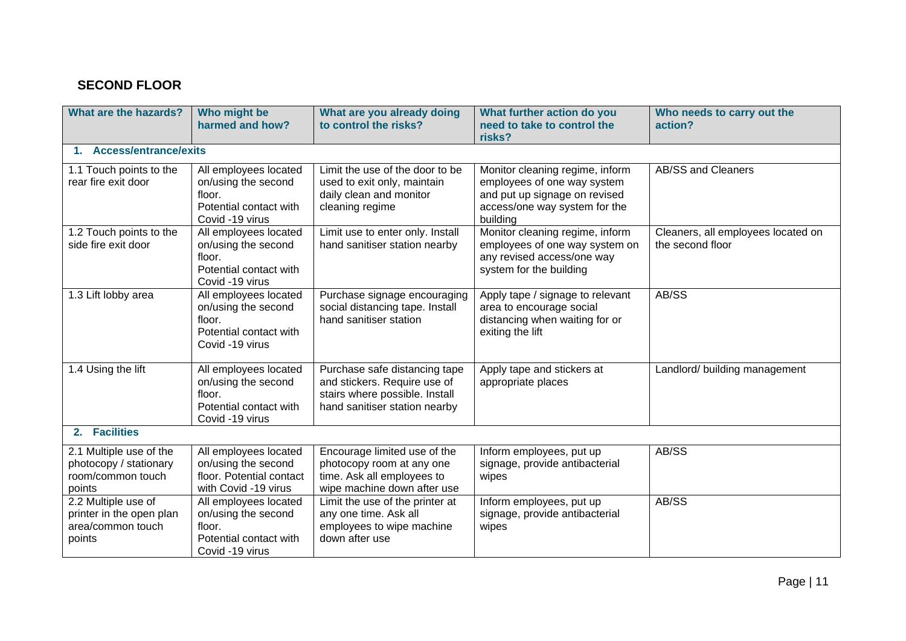## SECOND FLOOR

| What are the hazards? | Who might be harmed and how? | What are you already doing to control the risks? | What further action do you need to take to control the risks? | Who needs to carry out the action? |
|---|---|---|---|---|
| **1. Access/entrance/exits** | | | | |
| 1.1 Touch points to the rear fire exit door | All employees located on/using the second floor. Potential contact with Covid -19 virus | Limit the use of the door to be used to exit only, maintain daily clean and monitor cleaning regime | Monitor cleaning regime, inform employees of one way system and put up signage on revised access/one way system for the building | AB/SS and Cleaners |
| 1.2 Touch points to the side fire exit door | All employees located on/using the second floor. Potential contact with Covid -19 virus | Limit use to enter only. Install hand sanitiser station nearby | Monitor cleaning regime, inform employees of one way system on any revised access/one way system for the building | Cleaners, all employees located on the second floor |
| 1.3 Lift lobby area | All employees located on/using the second floor. Potential contact with Covid -19 virus | Purchase signage encouraging social distancing tape. Install hand sanitiser station | Apply tape / signage to relevant area to encourage social distancing when waiting for or exiting the lift | AB/SS |
| 1.4 Using the lift | All employees located on/using the second floor. Potential contact with Covid -19 virus | Purchase safe distancing tape and stickers. Require use of stairs where possible. Install hand sanitiser station nearby | Apply tape and stickers at appropriate places | Landlord/ building management |
| **2. Facilities** | | | | |
| 2.1 Multiple use of the photocopy / stationary room/common touch points | All employees located on/using the second floor. Potential contact with Covid -19 virus | Encourage limited use of the photocopy room at any one time. Ask all employees to wipe machine down after use | Inform employees, put up signage, provide antibacterial wipes | AB/SS |
| 2.2 Multiple use of printer in the open plan area/common touch points | All employees located on/using the second floor. Potential contact with Covid -19 virus | Limit the use of the printer at any one time. Ask all employees to wipe machine down after use | Inform employees, put up signage, provide antibacterial wipes | AB/SS |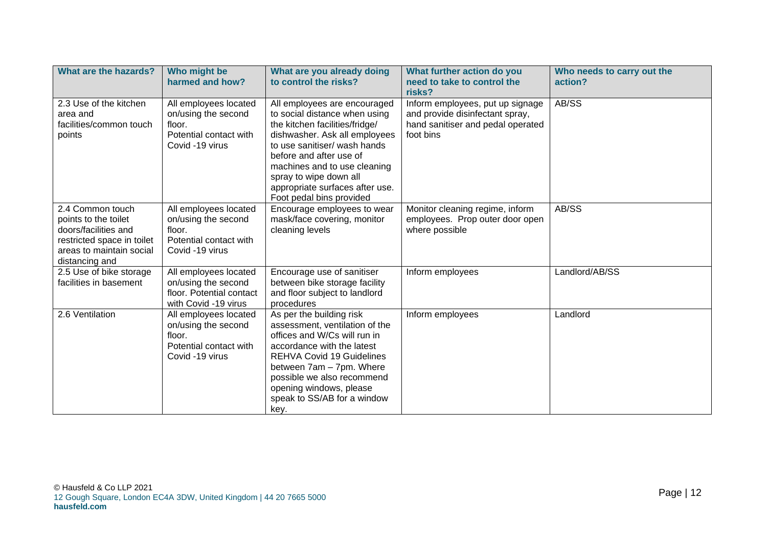| What are the hazards? | Who might be harmed and how? | What are you already doing to control the risks? | What further action do you need to take to control the risks? | Who needs to carry out the action? |
|---|---|---|---|---|
| 2.3 Use of the kitchen area and facilities/common touch points | All employees located on/using the second floor. Potential contact with Covid -19 virus | All employees are encouraged to social distance when using the kitchen facilities/fridge/ dishwasher. Ask all employees to use sanitiser/ wash hands before and after use of machines and to use cleaning spray to wipe down all appropriate surfaces after use. Foot pedal bins provided | Inform employees, put up signage and provide disinfectant spray, hand sanitiser and pedal operated foot bins | AB/SS |
| 2.4 Common touch points to the toilet doors/facilities and restricted space in toilet areas to maintain social distancing and | All employees located on/using the second floor. Potential contact with Covid -19 virus | Encourage employees to wear mask/face covering, monitor cleaning levels | Monitor cleaning regime, inform employees. Prop outer door open where possible | AB/SS |
| 2.5 Use of bike storage facilities in basement | All employees located on/using the second floor. Potential contact with Covid -19 virus | Encourage use of sanitiser between bike storage facility and floor subject to landlord procedures | Inform employees | Landlord/AB/SS |
| 2.6 Ventilation | All employees located on/using the second floor. Potential contact with Covid -19 virus | As per the building risk assessment, ventilation of the offices and W/Cs will run in accordance with the latest REHVA Covid 19 Guidelines between 7am – 7pm. Where possible we also recommend opening windows, please speak to SS/AB for a window key. | Inform employees | Landlord |

© Hausfeld & Co LLP 2021
12 Gough Square, London EC4A 3DW, United Kingdom | 44 20 7665 5000
**hausfeld.com**